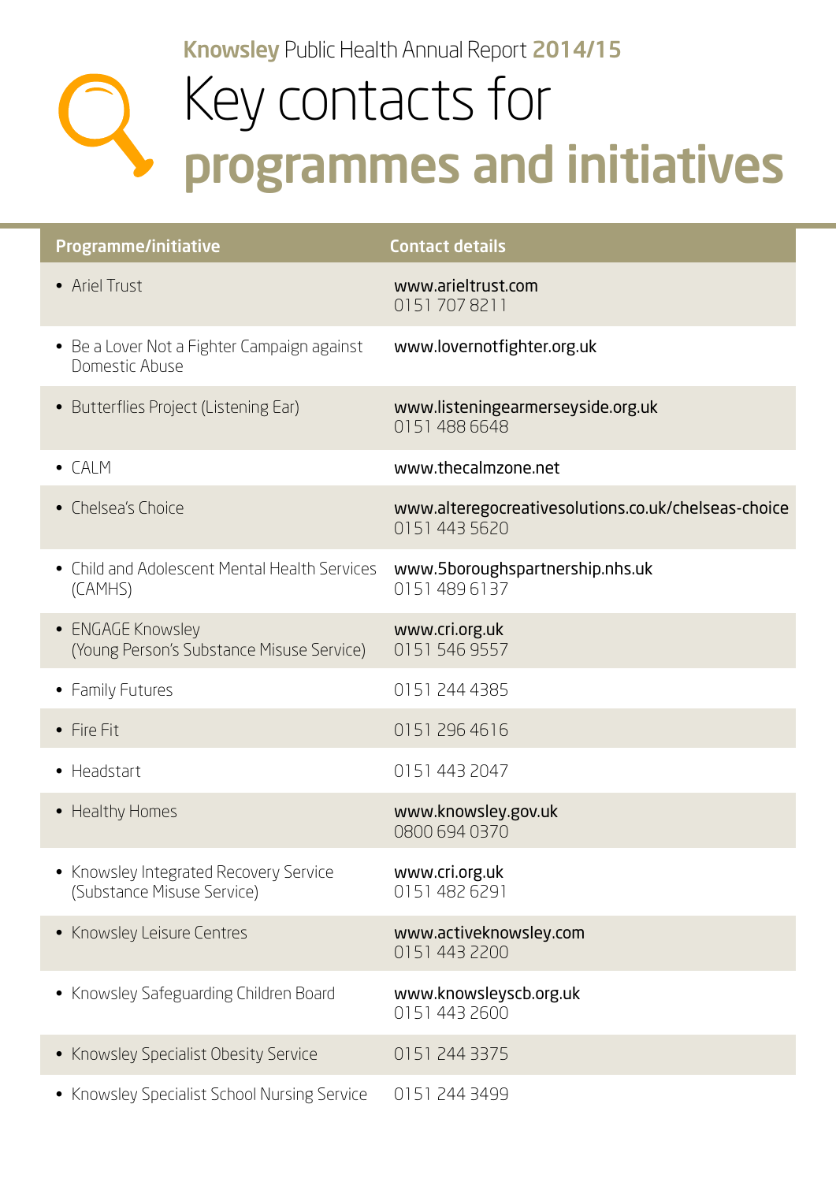Knowsley Public Health Annual Report 2014/15

# Key contacts for programmes and initiatives

| Programme/initiative | Contact details |
|---|---|
| • Ariel Trust | www.arieltrust.com<br>0151 707 8211 |
| • Be a Lover Not a Fighter Campaign against Domestic Abuse | www.lovernotfighter.org.uk |
| • Butterflies Project (Listening Ear) | www.listeningearmerseyside.org.uk<br>0151 488 6648 |
| • CALM | www.thecalmzone.net |
| • Chelsea's Choice | www.alteregocreativesolutions.co.uk/chelseas-choice<br>0151 443 5620 |
| • Child and Adolescent Mental Health Services (CAMHS) | www.5boroughspartnership.nhs.uk<br>0151 489 6137 |
| • ENGAGE Knowsley (Young Person's Substance Misuse Service) | www.cri.org.uk<br>0151 546 9557 |
| • Family Futures | 0151 244 4385 |
| • Fire Fit | 0151 296 4616 |
| • Headstart | 0151 443 2047 |
| • Healthy Homes | www.knowsley.gov.uk<br>0800 694 0370 |
| • Knowsley Integrated Recovery Service (Substance Misuse Service) | www.cri.org.uk<br>0151 482 6291 |
| • Knowsley Leisure Centres | www.activeknowsley.com<br>0151 443 2200 |
| • Knowsley Safeguarding Children Board | www.knowsleyscb.org.uk<br>0151 443 2600 |
| • Knowsley Specialist Obesity Service | 0151 244 3375 |
| • Knowsley Specialist School Nursing Service | 0151 244 3499 |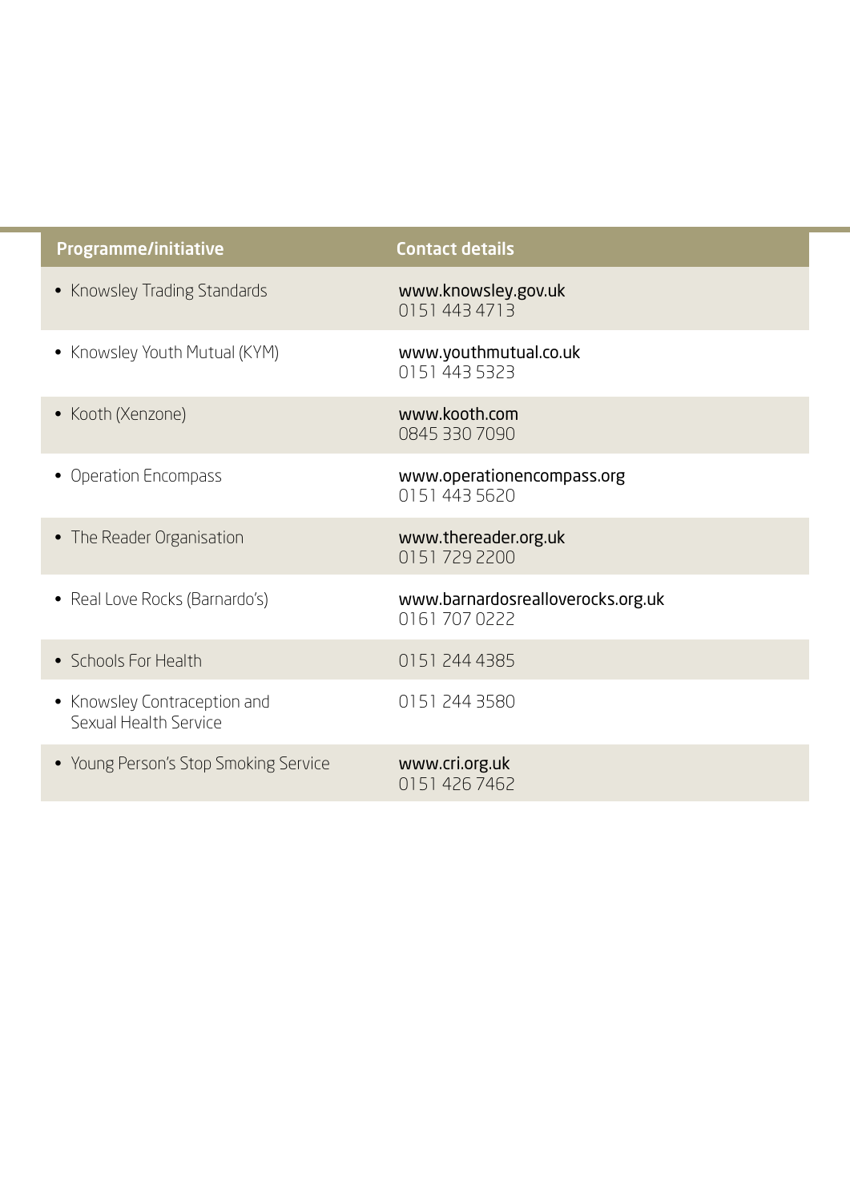| Programme/initiative | Contact details |
|---|---|
| • Knowsley Trading Standards | www.knowsley.gov.uk<br>0151 443 4713 |
| • Knowsley Youth Mutual (KYM) | www.youthmutual.co.uk<br>0151 443 5323 |
| • Kooth (Xenzone) | www.kooth.com<br>0845 330 7090 |
| • Operation Encompass | www.operationencompass.org<br>0151 443 5620 |
| • The Reader Organisation | www.thereader.org.uk<br>0151 729 2200 |
| • Real Love Rocks (Barnardo's) | www.barnardosrealloverocks.org.uk<br>0161 707 0222 |
| • Schools For Health | 0151 244 4385 |
| • Knowsley Contraception and Sexual Health Service | 0151 244 3580 |
| • Young Person's Stop Smoking Service | www.cri.org.uk<br>0151 426 7462 |